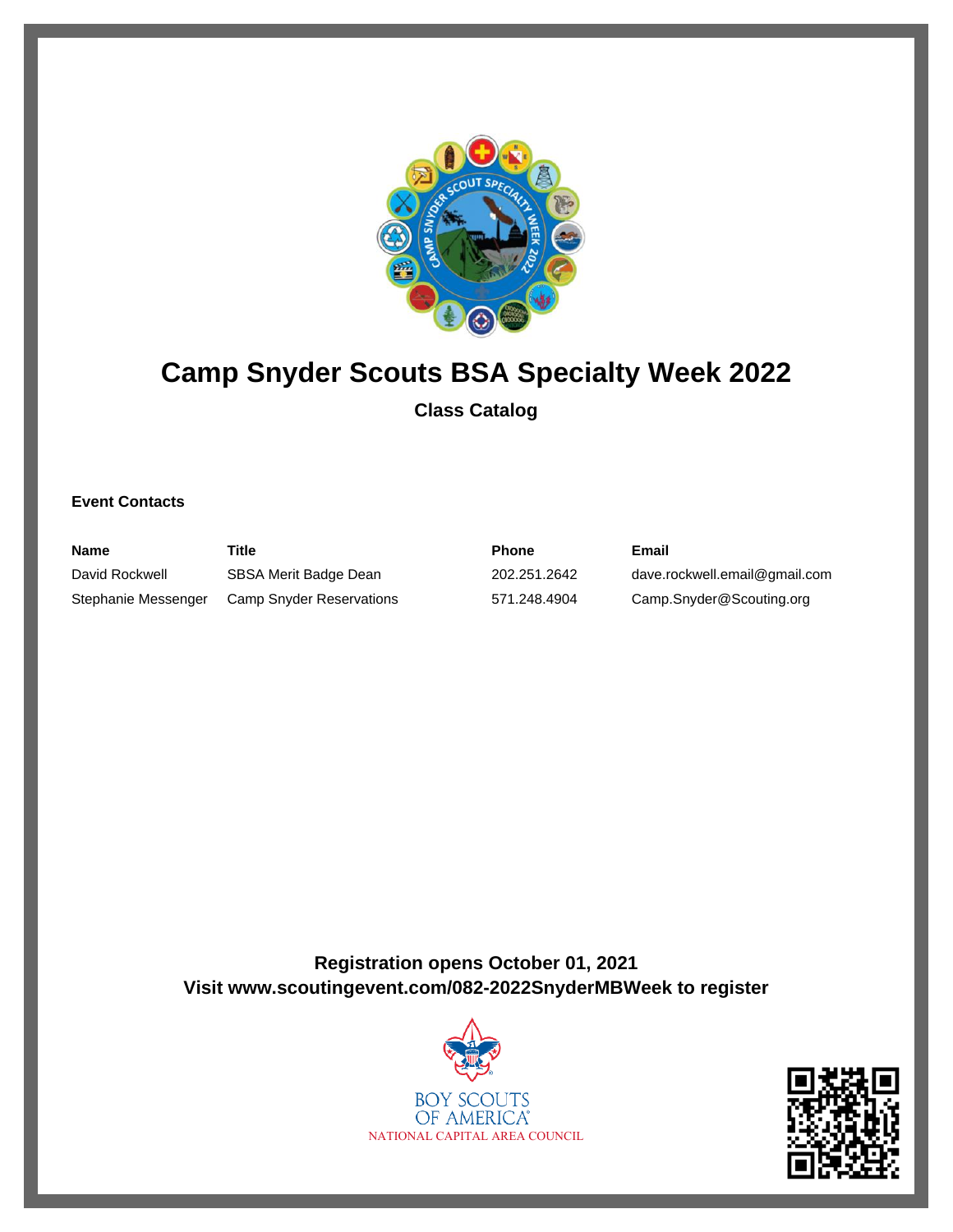# Camp Snyder Scouts BSA Specialty Week 2022

**Class Catalog**

**Event Contacts**

| Name | Title | Phone | Email |
| --- | --- | --- | --- |
| David Rockwell | SBSA Merit Badge Dean | 202.251.2642 | dave.rockwell.email@gmail.com |
| Stephanie Messenger | Camp Snyder Reservations | 571.248.4904 | Camp.Snyder@Scouting.org |

**Registration opens October 01, 2021**
**Visit www.scoutingevent.com/082-2022SnyderMBWeek to register**

BOY SCOUTS OF AMERICA
NATIONAL CAPITAL AREA COUNCIL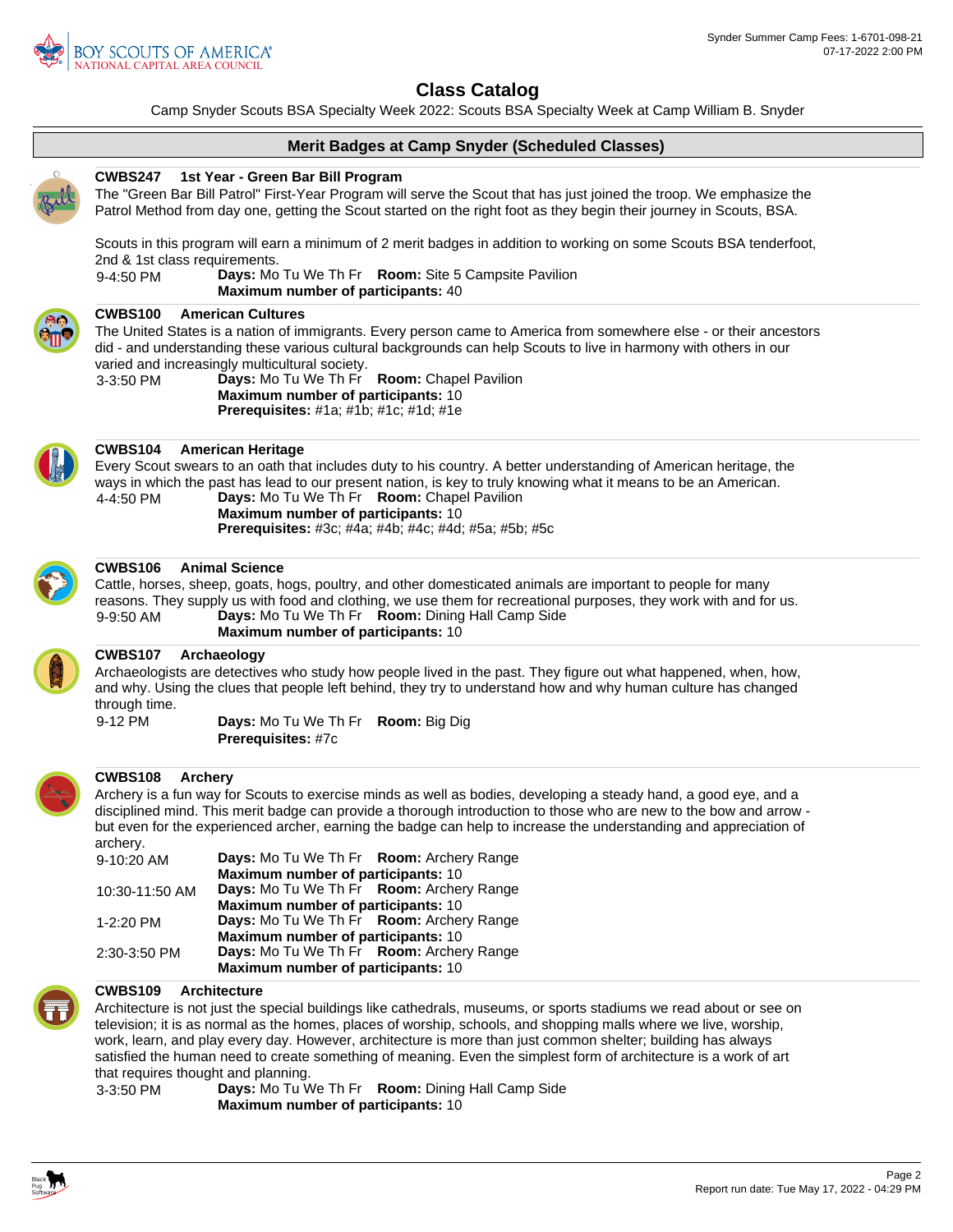# Class Catalog

Camp Snyder Scouts BSA Specialty Week 2022: Scouts BSA Specialty Week at Camp William B. Snyder

## Merit Badges at Camp Snyder (Scheduled Classes)

### CWBS247 1st Year - Green Bar Bill Program

The "Green Bar Bill Patrol" First-Year Program will serve the Scout that has just joined the troop. We emphasize the Patrol Method from day one, getting the Scout started on the right foot as they begin their journey in Scouts, BSA.

Scouts in this program will earn a minimum of 2 merit badges in addition to working on some Scouts BSA tenderfoot, 2nd & 1st class requirements.

9-4:50 PM — **Days:** Mo Tu We Th Fr **Room:** Site 5 Campsite Pavilion
**Maximum number of participants:** 40

### CWBS100 American Cultures

The United States is a nation of immigrants. Every person came to America from somewhere else - or their ancestors did - and understanding these various cultural backgrounds can help Scouts to live in harmony with others in our varied and increasingly multicultural society.

3-3:50 PM — **Days:** Mo Tu We Th Fr **Room:** Chapel Pavilion
**Maximum number of participants:** 10
**Prerequisites:** #1a; #1b; #1c; #1d; #1e

### CWBS104 American Heritage

Every Scout swears to an oath that includes duty to his country. A better understanding of American heritage, the ways in which the past has lead to our present nation, is key to truly knowing what it means to be an American.

4-4:50 PM — **Days:** Mo Tu We Th Fr **Room:** Chapel Pavilion
**Maximum number of participants:** 10
**Prerequisites:** #3c; #4a; #4b; #4c; #4d; #5a; #5b; #5c

### CWBS106 Animal Science

Cattle, horses, sheep, goats, hogs, poultry, and other domesticated animals are important to people for many reasons. They supply us with food and clothing, we use them for recreational purposes, they work with and for us.

9-9:50 AM — **Days:** Mo Tu We Th Fr **Room:** Dining Hall Camp Side
**Maximum number of participants:** 10

### CWBS107 Archaeology

Archaeologists are detectives who study how people lived in the past. They figure out what happened, when, how, and why. Using the clues that people left behind, they try to understand how and why human culture has changed through time.

9-12 PM — **Days:** Mo Tu We Th Fr **Room:** Big Dig
**Prerequisites:** #7c

### CWBS108 Archery

Archery is a fun way for Scouts to exercise minds as well as bodies, developing a steady hand, a good eye, and a disciplined mind. This merit badge can provide a thorough introduction to those who are new to the bow and arrow - but even for the experienced archer, earning the badge can help to increase the understanding and appreciation of archery.

9-10:20 AM — **Days:** Mo Tu We Th Fr **Room:** Archery Range
**Maximum number of participants:** 10

10:30-11:50 AM — **Days:** Mo Tu We Th Fr **Room:** Archery Range
**Maximum number of participants:** 10

1-2:20 PM — **Days:** Mo Tu We Th Fr **Room:** Archery Range
**Maximum number of participants:** 10

2:30-3:50 PM — **Days:** Mo Tu We Th Fr **Room:** Archery Range
**Maximum number of participants:** 10

### CWBS109 Architecture

Architecture is not just the special buildings like cathedrals, museums, or sports stadiums we read about or see on television; it is as normal as the homes, places of worship, schools, and shopping malls where we live, worship, work, learn, and play every day. However, architecture is more than just common shelter; building has always satisfied the human need to create something of meaning. Even the simplest form of architecture is a work of art that requires thought and planning.

3-3:50 PM — **Days:** Mo Tu We Th Fr **Room:** Dining Hall Camp Side
**Maximum number of participants:** 10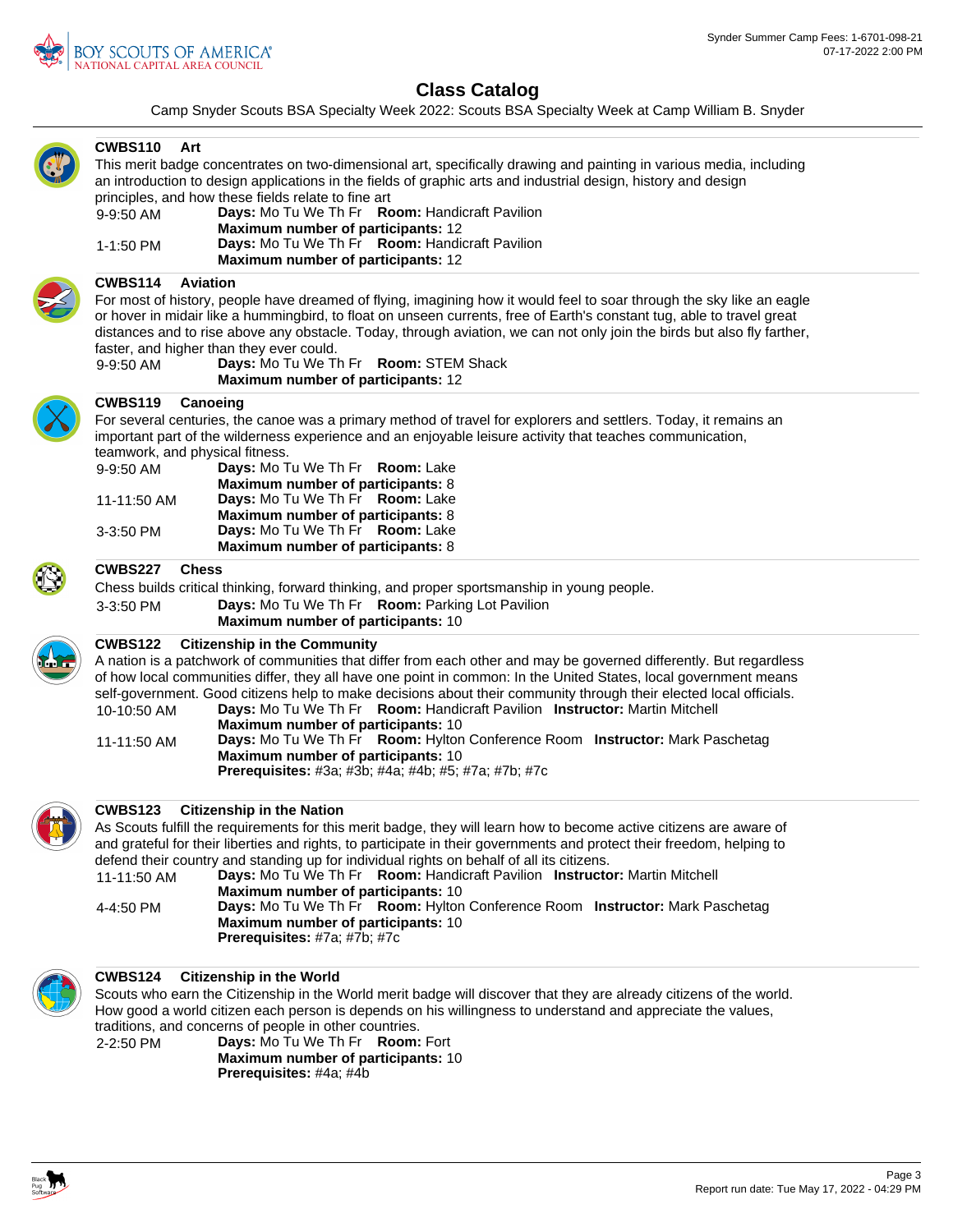## Class Catalog

Camp Snyder Scouts BSA Specialty Week 2022: Scouts BSA Specialty Week at Camp William B. Snyder

### CWBS110 Art

This merit badge concentrates on two-dimensional art, specifically drawing and painting in various media, including an introduction to design applications in the fields of graphic arts and industrial design, history and design principles, and how these fields relate to fine art

9-9:50 AM — **Days:** Mo Tu We Th Fr **Room:** Handicraft Pavilion
**Maximum number of participants:** 12

1-1:50 PM — **Days:** Mo Tu We Th Fr **Room:** Handicraft Pavilion
**Maximum number of participants:** 12

### CWBS114 Aviation

For most of history, people have dreamed of flying, imagining how it would feel to soar through the sky like an eagle or hover in midair like a hummingbird, to float on unseen currents, free of Earth's constant tug, able to travel great distances and to rise above any obstacle. Today, through aviation, we can not only join the birds but also fly farther, faster, and higher than they ever could.

9-9:50 AM — **Days:** Mo Tu We Th Fr **Room:** STEM Shack
**Maximum number of participants:** 12

### CWBS119 Canoeing

For several centuries, the canoe was a primary method of travel for explorers and settlers. Today, it remains an important part of the wilderness experience and an enjoyable leisure activity that teaches communication, teamwork, and physical fitness.

9-9:50 AM — **Days:** Mo Tu We Th Fr **Room:** Lake
**Maximum number of participants:** 8

11-11:50 AM — **Days:** Mo Tu We Th Fr **Room:** Lake
**Maximum number of participants:** 8

3-3:50 PM — **Days:** Mo Tu We Th Fr **Room:** Lake
**Maximum number of participants:** 8

### CWBS227 Chess

Chess builds critical thinking, forward thinking, and proper sportsmanship in young people.

3-3:50 PM — **Days:** Mo Tu We Th Fr **Room:** Parking Lot Pavilion
**Maximum number of participants:** 10

### CWBS122 Citizenship in the Community

A nation is a patchwork of communities that differ from each other and may be governed differently. But regardless of how local communities differ, they all have one point in common: In the United States, local government means self-government. Good citizens help to make decisions about their community through their elected local officials.

10-10:50 AM — **Days:** Mo Tu We Th Fr **Room:** Handicraft Pavilion **Instructor:** Martin Mitchell
**Maximum number of participants:** 10

11-11:50 AM — **Days:** Mo Tu We Th Fr **Room:** Hylton Conference Room **Instructor:** Mark Paschetag
**Maximum number of participants:** 10
**Prerequisites:** #3a; #3b; #4a; #4b; #5; #7a; #7b; #7c

### CWBS123 Citizenship in the Nation

As Scouts fulfill the requirements for this merit badge, they will learn how to become active citizens are aware of and grateful for their liberties and rights, to participate in their governments and protect their freedom, helping to defend their country and standing up for individual rights on behalf of all its citizens.

11-11:50 AM — **Days:** Mo Tu We Th Fr **Room:** Handicraft Pavilion **Instructor:** Martin Mitchell
**Maximum number of participants:** 10

4-4:50 PM — **Days:** Mo Tu We Th Fr **Room:** Hylton Conference Room **Instructor:** Mark Paschetag
**Maximum number of participants:** 10
**Prerequisites:** #7a; #7b; #7c

### CWBS124 Citizenship in the World

Scouts who earn the Citizenship in the World merit badge will discover that they are already citizens of the world. How good a world citizen each person is depends on his willingness to understand and appreciate the values, traditions, and concerns of people in other countries.

2-2:50 PM — **Days:** Mo Tu We Th Fr **Room:** Fort
**Maximum number of participants:** 10
**Prerequisites:** #4a; #4b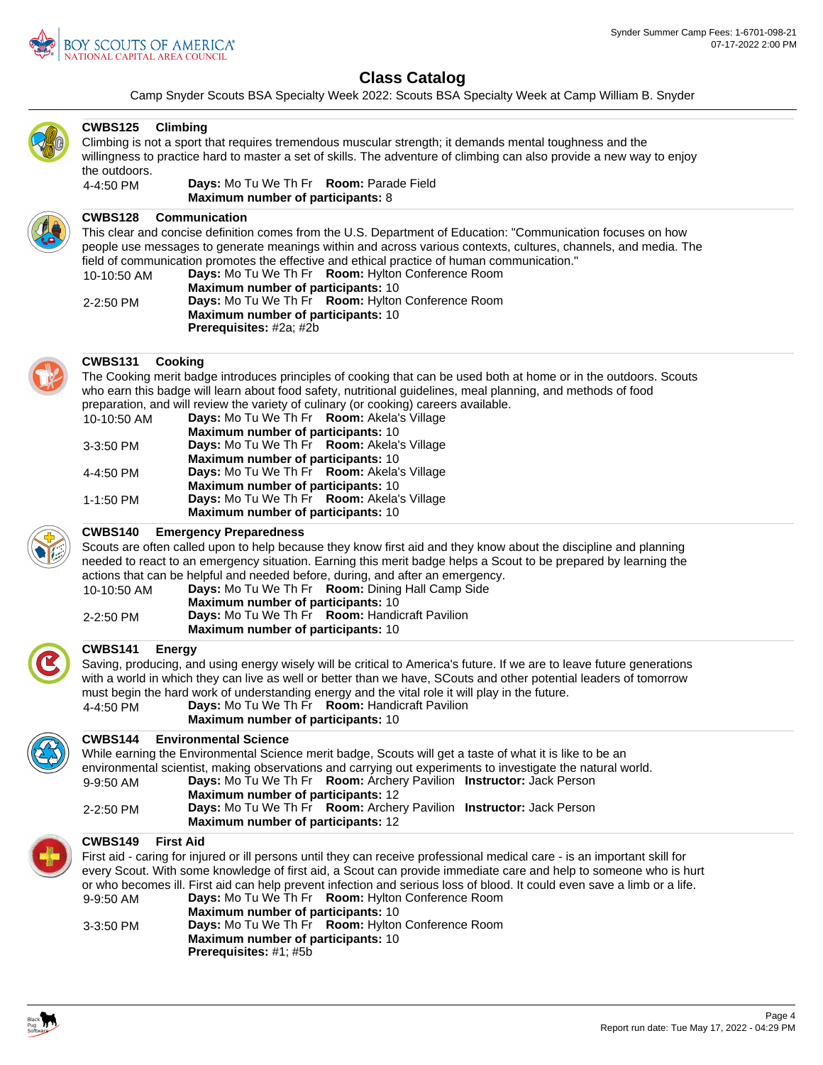# Class Catalog

Camp Snyder Scouts BSA Specialty Week 2022: Scouts BSA Specialty Week at Camp William B. Snyder

### CWBS125 Climbing

Climbing is not a sport that requires tremendous muscular strength; it demands mental toughness and the willingness to practice hard to master a set of skills. The adventure of climbing can also provide a new way to enjoy the outdoors.

4-4:50 PM — **Days:** Mo Tu We Th Fr **Room:** Parade Field
**Maximum number of participants:** 8

### CWBS128 Communication

This clear and concise definition comes from the U.S. Department of Education: "Communication focuses on how people use messages to generate meanings within and across various contexts, cultures, channels, and media. The field of communication promotes the effective and ethical practice of human communication."

10-10:50 AM — **Days:** Mo Tu We Th Fr **Room:** Hylton Conference Room
**Maximum number of participants:** 10

2-2:50 PM — **Days:** Mo Tu We Th Fr **Room:** Hylton Conference Room
**Maximum number of participants:** 10
**Prerequisites:** #2a; #2b

### CWBS131 Cooking

The Cooking merit badge introduces principles of cooking that can be used both at home or in the outdoors. Scouts who earn this badge will learn about food safety, nutritional guidelines, meal planning, and methods of food preparation, and will review the variety of culinary (or cooking) careers available.

10-10:50 AM — **Days:** Mo Tu We Th Fr **Room:** Akela's Village
**Maximum number of participants:** 10

3-3:50 PM — **Days:** Mo Tu We Th Fr **Room:** Akela's Village
**Maximum number of participants:** 10

4-4:50 PM — **Days:** Mo Tu We Th Fr **Room:** Akela's Village
**Maximum number of participants:** 10

1-1:50 PM — **Days:** Mo Tu We Th Fr **Room:** Akela's Village
**Maximum number of participants:** 10

### CWBS140 Emergency Preparedness

Scouts are often called upon to help because they know first aid and they know about the discipline and planning needed to react to an emergency situation. Earning this merit badge helps a Scout to be prepared by learning the actions that can be helpful and needed before, during, and after an emergency.

10-10:50 AM — **Days:** Mo Tu We Th Fr **Room:** Dining Hall Camp Side
**Maximum number of participants:** 10

2-2:50 PM — **Days:** Mo Tu We Th Fr **Room:** Handicraft Pavilion
**Maximum number of participants:** 10

### CWBS141 Energy

Saving, producing, and using energy wisely will be critical to America's future. If we are to leave future generations with a world in which they can live as well or better than we have, SCouts and other potential leaders of tomorrow must begin the hard work of understanding energy and the vital role it will play in the future.

4-4:50 PM — **Days:** Mo Tu We Th Fr **Room:** Handicraft Pavilion
**Maximum number of participants:** 10

### CWBS144 Environmental Science

While earning the Environmental Science merit badge, Scouts will get a taste of what it is like to be an environmental scientist, making observations and carrying out experiments to investigate the natural world.

9-9:50 AM — **Days:** Mo Tu We Th Fr **Room:** Archery Pavilion **Instructor:** Jack Person
**Maximum number of participants:** 12

2-2:50 PM — **Days:** Mo Tu We Th Fr **Room:** Archery Pavilion **Instructor:** Jack Person
**Maximum number of participants:** 12

### CWBS149 First Aid

First aid - caring for injured or ill persons until they can receive professional medical care - is an important skill for every Scout. With some knowledge of first aid, a Scout can provide immediate care and help to someone who is hurt or who becomes ill. First aid can help prevent infection and serious loss of blood. It could even save a limb or a life.

9-9:50 AM — **Days:** Mo Tu We Th Fr **Room:** Hylton Conference Room
**Maximum number of participants:** 10

3-3:50 PM — **Days:** Mo Tu We Th Fr **Room:** Hylton Conference Room
**Maximum number of participants:** 10
**Prerequisites:** #1; #5b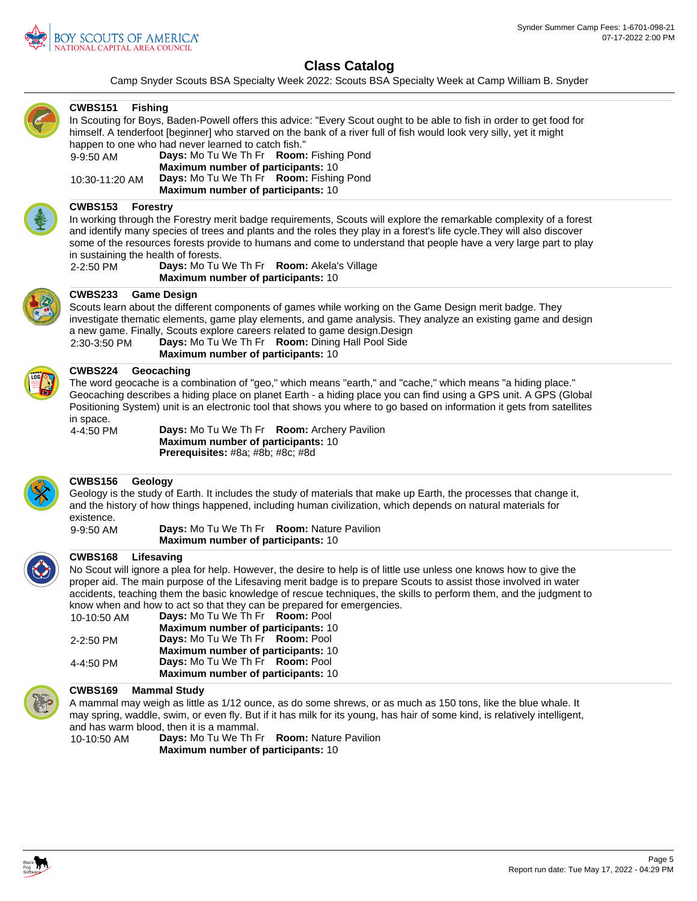# Class Catalog

Camp Snyder Scouts BSA Specialty Week 2022: Scouts BSA Specialty Week at Camp William B. Snyder

### CWBS151 Fishing

In Scouting for Boys, Baden-Powell offers this advice: "Every Scout ought to be able to fish in order to get food for himself. A tenderfoot [beginner] who starved on the bank of a river full of fish would look very silly, yet it might happen to one who had never learned to catch fish."

9-9:50 AM — **Days:** Mo Tu We Th Fr **Room:** Fishing Pond
**Maximum number of participants:** 10

10:30-11:20 AM — **Days:** Mo Tu We Th Fr **Room:** Fishing Pond
**Maximum number of participants:** 10

### CWBS153 Forestry

In working through the Forestry merit badge requirements, Scouts will explore the remarkable complexity of a forest and identify many species of trees and plants and the roles they play in a forest's life cycle.They will also discover some of the resources forests provide to humans and come to understand that people have a very large part to play in sustaining the health of forests.

2-2:50 PM — **Days:** Mo Tu We Th Fr **Room:** Akela's Village
**Maximum number of participants:** 10

### CWBS233 Game Design

Scouts learn about the different components of games while working on the Game Design merit badge. They investigate thematic elements, game play elements, and game analysis. They analyze an existing game and design a new game. Finally, Scouts explore careers related to game design.Design

2:30-3:50 PM — **Days:** Mo Tu We Th Fr **Room:** Dining Hall Pool Side
**Maximum number of participants:** 10

### CWBS224 Geocaching

The word geocache is a combination of "geo," which means "earth," and "cache," which means "a hiding place." Geocaching describes a hiding place on planet Earth - a hiding place you can find using a GPS unit. A GPS (Global Positioning System) unit is an electronic tool that shows you where to go based on information it gets from satellites in space.

4-4:50 PM — **Days:** Mo Tu We Th Fr **Room:** Archery Pavilion
**Maximum number of participants:** 10
**Prerequisites:** #8a; #8b; #8c; #8d

### CWBS156 Geology

Geology is the study of Earth. It includes the study of materials that make up Earth, the processes that change it, and the history of how things happened, including human civilization, which depends on natural materials for existence.

9-9:50 AM — **Days:** Mo Tu We Th Fr **Room:** Nature Pavilion
**Maximum number of participants:** 10

### CWBS168 Lifesaving

No Scout will ignore a plea for help. However, the desire to help is of little use unless one knows how to give the proper aid. The main purpose of the Lifesaving merit badge is to prepare Scouts to assist those involved in water accidents, teaching them the basic knowledge of rescue techniques, the skills to perform them, and the judgment to know when and how to act so that they can be prepared for emergencies.

10-10:50 AM — **Days:** Mo Tu We Th Fr **Room:** Pool
**Maximum number of participants:** 10

2-2:50 PM — **Days:** Mo Tu We Th Fr **Room:** Pool
**Maximum number of participants:** 10

4-4:50 PM — **Days:** Mo Tu We Th Fr **Room:** Pool
**Maximum number of participants:** 10

### CWBS169 Mammal Study

A mammal may weigh as little as 1/12 ounce, as do some shrews, or as much as 150 tons, like the blue whale. It may spring, waddle, swim, or even fly. But if it has milk for its young, has hair of some kind, is relatively intelligent, and has warm blood, then it is a mammal.

10-10:50 AM — **Days:** Mo Tu We Th Fr **Room:** Nature Pavilion
**Maximum number of participants:** 10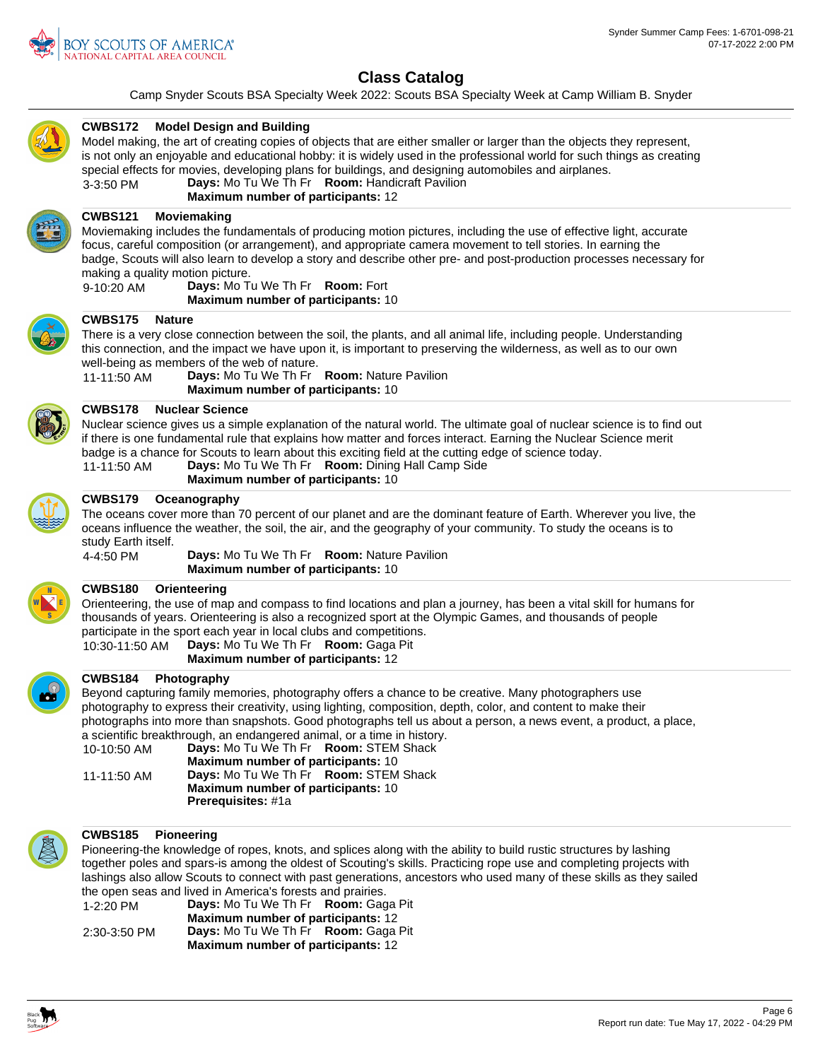# Class Catalog

Camp Snyder Scouts BSA Specialty Week 2022: Scouts BSA Specialty Week at Camp William B. Snyder

### CWBS172 Model Design and Building

Model making, the art of creating copies of objects that are either smaller or larger than the objects they represent, is not only an enjoyable and educational hobby: it is widely used in the professional world for such things as creating special effects for movies, developing plans for buildings, and designing automobiles and airplanes.

3-3:50 PM **Days:** Mo Tu We Th Fr **Room:** Handicraft Pavilion
**Maximum number of participants:** 12

### CWBS121 Moviemaking

Moviemaking includes the fundamentals of producing motion pictures, including the use of effective light, accurate focus, careful composition (or arrangement), and appropriate camera movement to tell stories. In earning the badge, Scouts will also learn to develop a story and describe other pre- and post-production processes necessary for making a quality motion picture.

9-10:20 AM **Days:** Mo Tu We Th Fr **Room:** Fort
**Maximum number of participants:** 10

### CWBS175 Nature

There is a very close connection between the soil, the plants, and all animal life, including people. Understanding this connection, and the impact we have upon it, is important to preserving the wilderness, as well as to our own well-being as members of the web of nature.

11-11:50 AM **Days:** Mo Tu We Th Fr **Room:** Nature Pavilion
**Maximum number of participants:** 10

### CWBS178 Nuclear Science

Nuclear science gives us a simple explanation of the natural world. The ultimate goal of nuclear science is to find out if there is one fundamental rule that explains how matter and forces interact. Earning the Nuclear Science merit badge is a chance for Scouts to learn about this exciting field at the cutting edge of science today.

11-11:50 AM **Days:** Mo Tu We Th Fr **Room:** Dining Hall Camp Side
**Maximum number of participants:** 10

### CWBS179 Oceanography

The oceans cover more than 70 percent of our planet and are the dominant feature of Earth. Wherever you live, the oceans influence the weather, the soil, the air, and the geography of your community. To study the oceans is to study Earth itself.

4-4:50 PM **Days:** Mo Tu We Th Fr **Room:** Nature Pavilion
**Maximum number of participants:** 10

### CWBS180 Orienteering

Orienteering, the use of map and compass to find locations and plan a journey, has been a vital skill for humans for thousands of years. Orienteering is also a recognized sport at the Olympic Games, and thousands of people participate in the sport each year in local clubs and competitions.

10:30-11:50 AM **Days:** Mo Tu We Th Fr **Room:** Gaga Pit
**Maximum number of participants:** 12

### CWBS184 Photography

Beyond capturing family memories, photography offers a chance to be creative. Many photographers use photography to express their creativity, using lighting, composition, depth, color, and content to make their photographs into more than snapshots. Good photographs tell us about a person, a news event, a product, a place, a scientific breakthrough, an endangered animal, or a time in history.

10-10:50 AM **Days:** Mo Tu We Th Fr **Room:** STEM Shack
**Maximum number of participants:** 10

11-11:50 AM **Days:** Mo Tu We Th Fr **Room:** STEM Shack
**Maximum number of participants:** 10
**Prerequisites:** #1a

### CWBS185 Pioneering

Pioneering-the knowledge of ropes, knots, and splices along with the ability to build rustic structures by lashing together poles and spars-is among the oldest of Scouting's skills. Practicing rope use and completing projects with lashings also allow Scouts to connect with past generations, ancestors who used many of these skills as they sailed the open seas and lived in America's forests and prairies.

1-2:20 PM **Days:** Mo Tu We Th Fr **Room:** Gaga Pit
**Maximum number of participants:** 12

2:30-3:50 PM **Days:** Mo Tu We Th Fr **Room:** Gaga Pit
**Maximum number of participants:** 12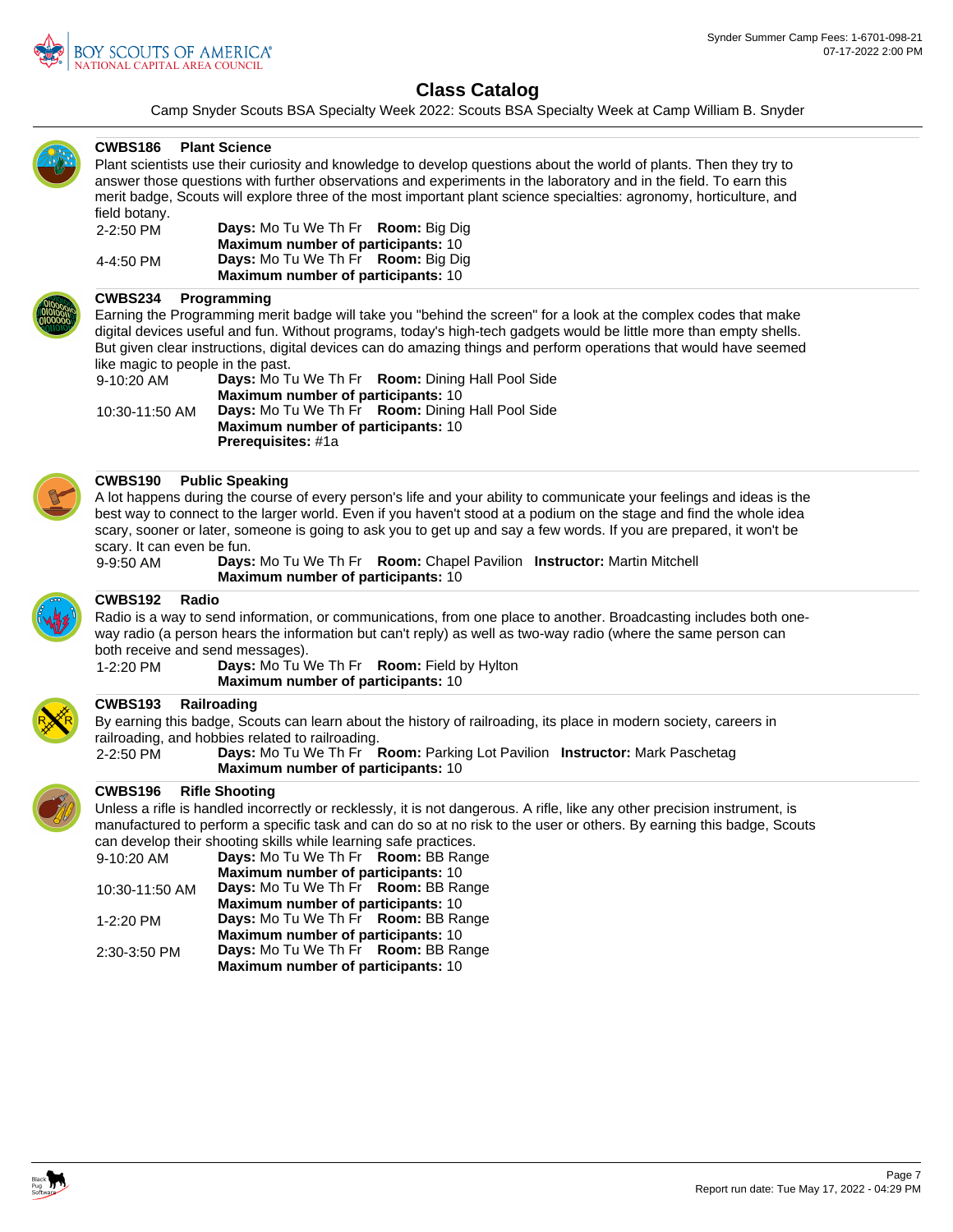# Class Catalog

Camp Snyder Scouts BSA Specialty Week 2022: Scouts BSA Specialty Week at Camp William B. Snyder

### CWBS186 Plant Science

Plant scientists use their curiosity and knowledge to develop questions about the world of plants. Then they try to answer those questions with further observations and experiments in the laboratory and in the field. To earn this merit badge, Scouts will explore three of the most important plant science specialties: agronomy, horticulture, and field botany.

| | |
|---|---|
| 2-2:50 PM | **Days:** Mo Tu We Th Fr **Room:** Big Dig<br>**Maximum number of participants:** 10 |
| 4-4:50 PM | **Days:** Mo Tu We Th Fr **Room:** Big Dig<br>**Maximum number of participants:** 10 |

### CWBS234 Programming

Earning the Programming merit badge will take you "behind the screen" for a look at the complex codes that make digital devices useful and fun. Without programs, today's high-tech gadgets would be little more than empty shells. But given clear instructions, digital devices can do amazing things and perform operations that would have seemed like magic to people in the past.

| | |
|---|---|
| 9-10:20 AM | **Days:** Mo Tu We Th Fr **Room:** Dining Hall Pool Side<br>**Maximum number of participants:** 10 |
| 10:30-11:50 AM | **Days:** Mo Tu We Th Fr **Room:** Dining Hall Pool Side<br>**Maximum number of participants:** 10<br>**Prerequisites:** #1a |

### CWBS190 Public Speaking

A lot happens during the course of every person's life and your ability to communicate your feelings and ideas is the best way to connect to the larger world. Even if you haven't stood at a podium on the stage and find the whole idea scary, sooner or later, someone is going to ask you to get up and say a few words. If you are prepared, it won't be scary. It can even be fun.

| | |
|---|---|
| 9-9:50 AM | **Days:** Mo Tu We Th Fr **Room:** Chapel Pavilion **Instructor:** Martin Mitchell<br>**Maximum number of participants:** 10 |

### CWBS192 Radio

Radio is a way to send information, or communications, from one place to another. Broadcasting includes both one-way radio (a person hears the information but can't reply) as well as two-way radio (where the same person can both receive and send messages).

| | |
|---|---|
| 1-2:20 PM | **Days:** Mo Tu We Th Fr **Room:** Field by Hylton<br>**Maximum number of participants:** 10 |

### CWBS193 Railroading

By earning this badge, Scouts can learn about the history of railroading, its place in modern society, careers in railroading, and hobbies related to railroading.

| | |
|---|---|
| 2-2:50 PM | **Days:** Mo Tu We Th Fr **Room:** Parking Lot Pavilion **Instructor:** Mark Paschetag<br>**Maximum number of participants:** 10 |

### CWBS196 Rifle Shooting

Unless a rifle is handled incorrectly or recklessly, it is not dangerous. A rifle, like any other precision instrument, is manufactured to perform a specific task and can do so at no risk to the user or others. By earning this badge, Scouts can develop their shooting skills while learning safe practices.

| | |
|---|---|
| 9-10:20 AM | **Days:** Mo Tu We Th Fr **Room:** BB Range<br>**Maximum number of participants:** 10 |
| 10:30-11:50 AM | **Days:** Mo Tu We Th Fr **Room:** BB Range<br>**Maximum number of participants:** 10 |
| 1-2:20 PM | **Days:** Mo Tu We Th Fr **Room:** BB Range<br>**Maximum number of participants:** 10 |
| 2:30-3:50 PM | **Days:** Mo Tu We Th Fr **Room:** BB Range<br>**Maximum number of participants:** 10 |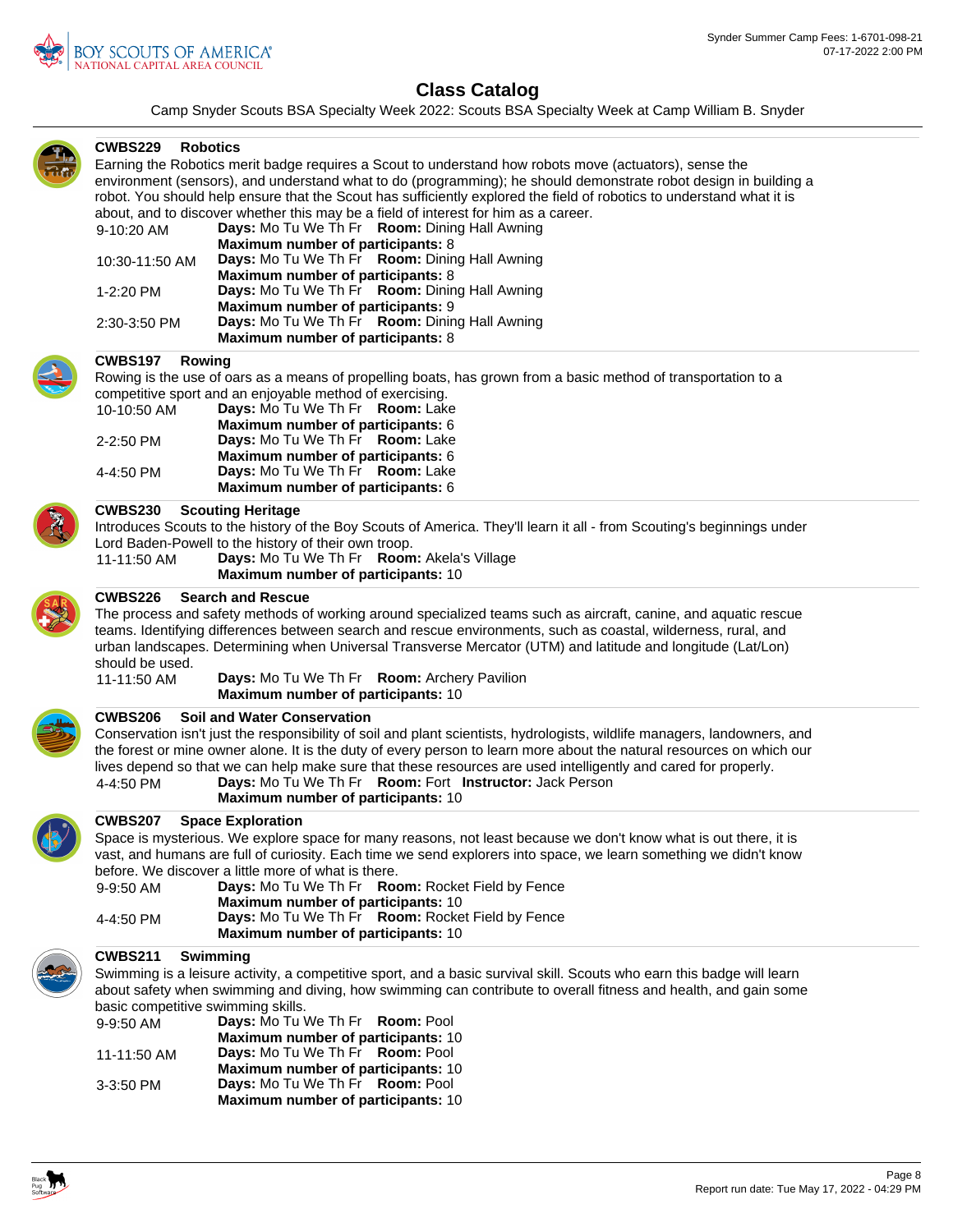# Class Catalog

Camp Snyder Scouts BSA Specialty Week 2022: Scouts BSA Specialty Week at Camp William B. Snyder

### CWBS229 Robotics

Earning the Robotics merit badge requires a Scout to understand how robots move (actuators), sense the environment (sensors), and understand what to do (programming); he should demonstrate robot design in building a robot. You should help ensure that the Scout has sufficiently explored the field of robotics to understand what it is about, and to discover whether this may be a field of interest for him as a career.

9-10:20 AM — **Days:** Mo Tu We Th Fr **Room:** Dining Hall Awning
**Maximum number of participants:** 8

10:30-11:50 AM — **Days:** Mo Tu We Th Fr **Room:** Dining Hall Awning
**Maximum number of participants:** 8

1-2:20 PM — **Days:** Mo Tu We Th Fr **Room:** Dining Hall Awning
**Maximum number of participants:** 9

2:30-3:50 PM — **Days:** Mo Tu We Th Fr **Room:** Dining Hall Awning
**Maximum number of participants:** 8

### CWBS197 Rowing

Rowing is the use of oars as a means of propelling boats, has grown from a basic method of transportation to a competitive sport and an enjoyable method of exercising.

10-10:50 AM — **Days:** Mo Tu We Th Fr **Room:** Lake
**Maximum number of participants:** 6

2-2:50 PM — **Days:** Mo Tu We Th Fr **Room:** Lake
**Maximum number of participants:** 6

4-4:50 PM — **Days:** Mo Tu We Th Fr **Room:** Lake
**Maximum number of participants:** 6

### CWBS230 Scouting Heritage

Introduces Scouts to the history of the Boy Scouts of America. They'll learn it all - from Scouting's beginnings under Lord Baden-Powell to the history of their own troop.

11-11:50 AM — **Days:** Mo Tu We Th Fr **Room:** Akela's Village
**Maximum number of participants:** 10

### CWBS226 Search and Rescue

The process and safety methods of working around specialized teams such as aircraft, canine, and aquatic rescue teams. Identifying differences between search and rescue environments, such as coastal, wilderness, rural, and urban landscapes. Determining when Universal Transverse Mercator (UTM) and latitude and longitude (Lat/Lon) should be used.

11-11:50 AM — **Days:** Mo Tu We Th Fr **Room:** Archery Pavilion
**Maximum number of participants:** 10

### CWBS206 Soil and Water Conservation

Conservation isn't just the responsibility of soil and plant scientists, hydrologists, wildlife managers, landowners, and the forest or mine owner alone. It is the duty of every person to learn more about the natural resources on which our lives depend so that we can help make sure that these resources are used intelligently and cared for properly.

4-4:50 PM — **Days:** Mo Tu We Th Fr **Room:** Fort **Instructor:** Jack Person
**Maximum number of participants:** 10

### CWBS207 Space Exploration

Space is mysterious. We explore space for many reasons, not least because we don't know what is out there, it is vast, and humans are full of curiosity. Each time we send explorers into space, we learn something we didn't know before. We discover a little more of what is there.

9-9:50 AM — **Days:** Mo Tu We Th Fr **Room:** Rocket Field by Fence
**Maximum number of participants:** 10

4-4:50 PM — **Days:** Mo Tu We Th Fr **Room:** Rocket Field by Fence
**Maximum number of participants:** 10

### CWBS211 Swimming

Swimming is a leisure activity, a competitive sport, and a basic survival skill. Scouts who earn this badge will learn about safety when swimming and diving, how swimming can contribute to overall fitness and health, and gain some basic competitive swimming skills.

9-9:50 AM — **Days:** Mo Tu We Th Fr **Room:** Pool
**Maximum number of participants:** 10

11-11:50 AM — **Days:** Mo Tu We Th Fr **Room:** Pool
**Maximum number of participants:** 10

3-3:50 PM — **Days:** Mo Tu We Th Fr **Room:** Pool
**Maximum number of participants:** 10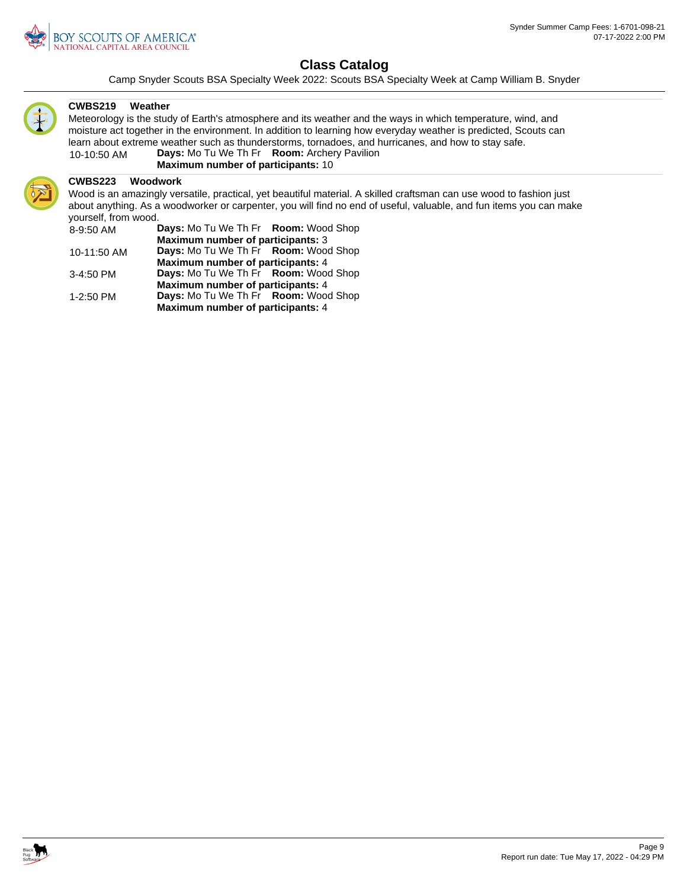# Class Catalog

Camp Snyder Scouts BSA Specialty Week 2022: Scouts BSA Specialty Week at Camp William B. Snyder

### CWBS219 Weather

Meteorology is the study of Earth's atmosphere and its weather and the ways in which temperature, wind, and moisture act together in the environment. In addition to learning how everyday weather is predicted, Scouts can learn about extreme weather such as thunderstorms, tornadoes, and hurricanes, and how to stay safe.

10-10:50 AM **Days:** Mo Tu We Th Fr **Room:** Archery Pavilion
**Maximum number of participants:** 10

### CWBS223 Woodwork

Wood is an amazingly versatile, practical, yet beautiful material. A skilled craftsman can use wood to fashion just about anything. As a woodworker or carpenter, you will find no end of useful, valuable, and fun items you can make yourself, from wood.

8-9:50 AM **Days:** Mo Tu We Th Fr **Room:** Wood Shop
**Maximum number of participants:** 3

10-11:50 AM **Days:** Mo Tu We Th Fr **Room:** Wood Shop
**Maximum number of participants:** 4

3-4:50 PM **Days:** Mo Tu We Th Fr **Room:** Wood Shop
**Maximum number of participants:** 4

1-2:50 PM **Days:** Mo Tu We Th Fr **Room:** Wood Shop
**Maximum number of participants:** 4